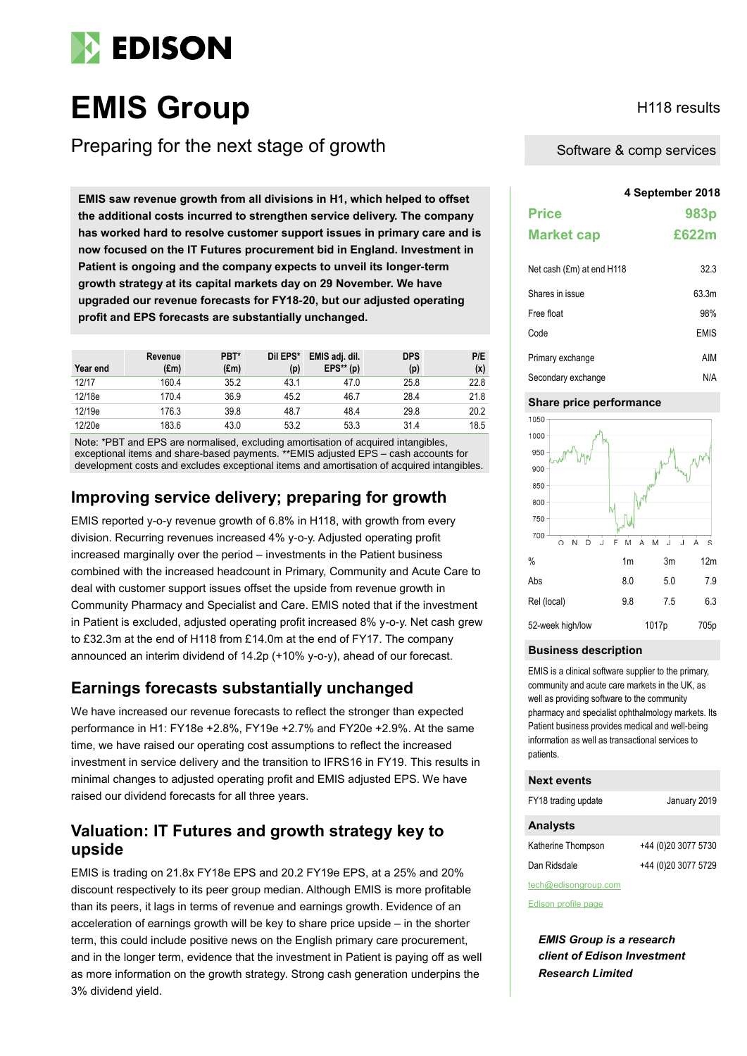# EMIS Group

H118 results

## Preparing for the next stage of growth

Software & comp services

**EMIS saw revenue growth from all divisions in H1, which helped to offset the additional costs incurred to strengthen service delivery. The company has worked hard to resolve customer support issues in primary care and is now focused on the IT Futures procurement bid in England. Investment in Patient is ongoing and the company expects to unveil its longer-term growth strategy at its capital markets day on 29 November. We have upgraded our revenue forecasts for FY18-20, but our adjusted operating profit and EPS forecasts are substantially unchanged.**

| Year end | Revenue (£m) | PBT* (£m) | Dil EPS* (p) | EMIS adj. dil. EPS** (p) | DPS (p) | P/E (x) |
|---|---|---|---|---|---|---|
| 12/17 | 160.4 | 35.2 | 43.1 | 47.0 | 25.8 | 22.8 |
| 12/18e | 170.4 | 36.9 | 45.2 | 46.7 | 28.4 | 21.8 |
| 12/19e | 176.3 | 39.8 | 48.7 | 48.4 | 29.8 | 20.2 |
| 12/20e | 183.6 | 43.0 | 53.2 | 53.3 | 31.4 | 18.5 |

Note: *PBT and EPS are normalised, excluding amortisation of acquired intangibles, exceptional items and share-based payments. **EMIS adjusted EPS – cash accounts for development costs and excludes exceptional items and amortisation of acquired intangibles.

## Improving service delivery; preparing for growth

EMIS reported y-o-y revenue growth of 6.8% in H118, with growth from every division. Recurring revenues increased 4% y-o-y. Adjusted operating profit increased marginally over the period – investments in the Patient business combined with the increased headcount in Primary, Community and Acute Care to deal with customer support issues offset the upside from revenue growth in Community Pharmacy and Specialist and Care. EMIS noted that if the investment in Patient is excluded, adjusted operating profit increased 8% y-o-y. Net cash grew to £32.3m at the end of H118 from £14.0m at the end of FY17. The company announced an interim dividend of 14.2p (+10% y-o-y), ahead of our forecast.

## Earnings forecasts substantially unchanged

We have increased our revenue forecasts to reflect the stronger than expected performance in H1: FY18e +2.8%, FY19e +2.7% and FY20e +2.9%. At the same time, we have raised our operating cost assumptions to reflect the increased investment in service delivery and the transition to IFRS16 in FY19. This results in minimal changes to adjusted operating profit and EMIS adjusted EPS. We have raised our dividend forecasts for all three years.

## Valuation: IT Futures and growth strategy key to upside

EMIS is trading on 21.8x FY18e EPS and 20.2 FY19e EPS, at a 25% and 20% discount respectively to its peer group median. Although EMIS is more profitable than its peers, it lags in terms of revenue and earnings growth. Evidence of an acceleration of earnings growth will be key to share price upside – in the shorter term, this could include positive news on the English primary care procurement, and in the longer term, evidence that the investment in Patient is paying off as well as more information on the growth strategy. Strong cash generation underpins the 3% dividend yield.

**4 September 2018**

| | |
|---|---|
| **Price** | **983p** |
| **Market cap** | **£622m** |

| | |
|---|---|
| Net cash (£m) at end H118 | 32.3 |
| Shares in issue | 63.3m |
| Free float | 98% |
| Code | EMIS |
| Primary exchange | AIM |
| Secondary exchange | N/A |

### Share price performance

| % | 1m | 3m | 12m |
|---|---|---|---|
| Abs | 8.0 | 5.0 | 7.9 |
| Rel (local) | 9.8 | 7.5 | 6.3 |
| 52-week high/low | | 1017p | 705p |

### Business description

EMIS is a clinical software supplier to the primary, community and acute care markets in the UK, as well as providing software to the community pharmacy and specialist ophthalmology markets. Its Patient business provides medical and well-being information as well as transactional services to patients.

### Next events

| | |
|---|---|
| FY18 trading update | January 2019 |

### Analysts

| | |
|---|---|
| Katherine Thompson | +44 (0)20 3077 5730 |
| Dan Ridsdale | +44 (0)20 3077 5729 |

tech@edisongroup.com

Edison profile page

*EMIS Group is a research client of Edison Investment Research Limited*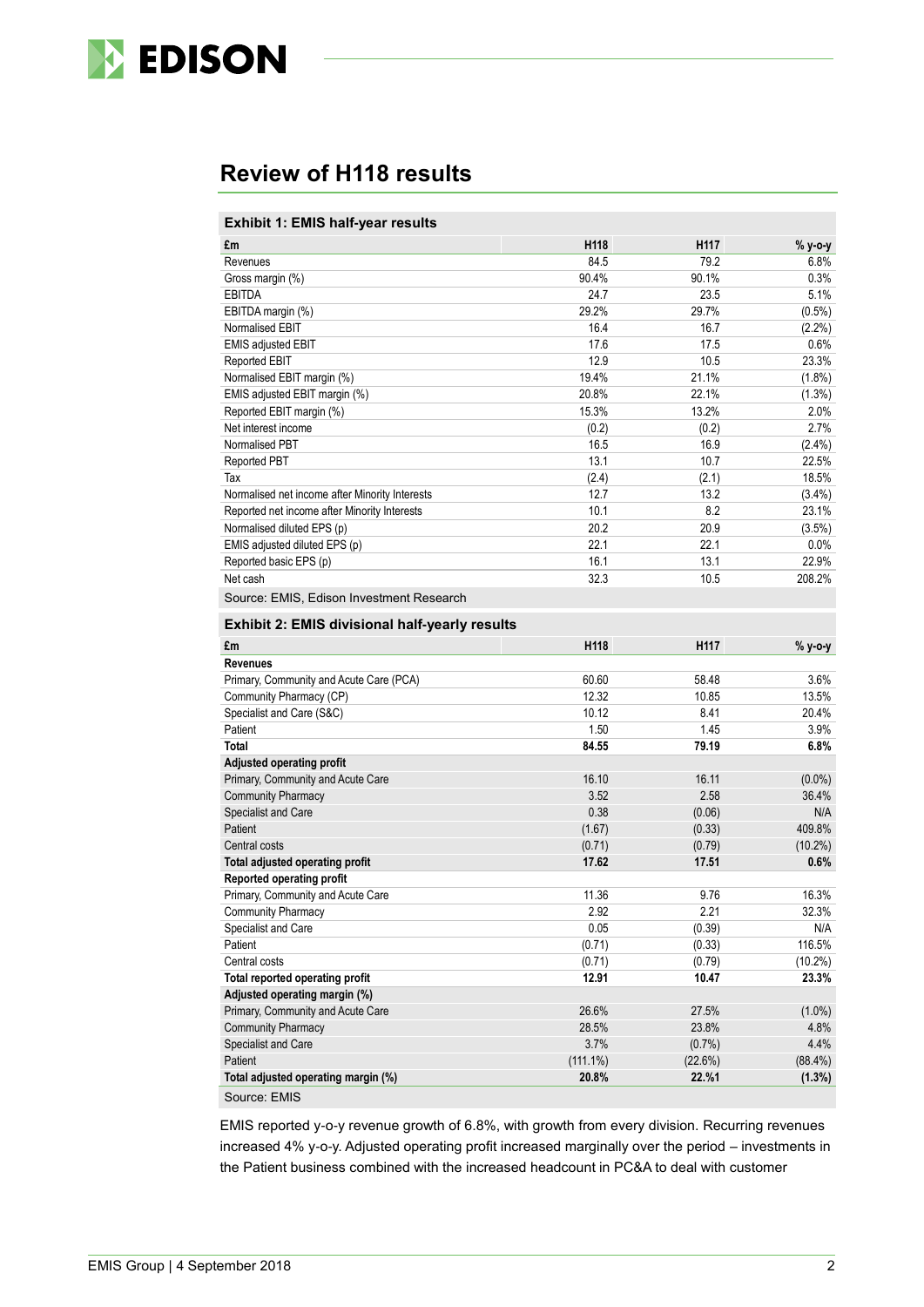## Review of H118 results

**Exhibit 1: EMIS half-year results**

| £m | H118 | H117 | % y-o-y |
|---|---|---|---|
| Revenues | 84.5 | 79.2 | 6.8% |
| Gross margin (%) | 90.4% | 90.1% | 0.3% |
| EBITDA | 24.7 | 23.5 | 5.1% |
| EBITDA margin (%) | 29.2% | 29.7% | (0.5%) |
| Normalised EBIT | 16.4 | 16.7 | (2.2%) |
| EMIS adjusted EBIT | 17.6 | 17.5 | 0.6% |
| Reported EBIT | 12.9 | 10.5 | 23.3% |
| Normalised EBIT margin (%) | 19.4% | 21.1% | (1.8%) |
| EMIS adjusted EBIT margin (%) | 20.8% | 22.1% | (1.3%) |
| Reported EBIT margin (%) | 15.3% | 13.2% | 2.0% |
| Net interest income | (0.2) | (0.2) | 2.7% |
| Normalised PBT | 16.5 | 16.9 | (2.4%) |
| Reported PBT | 13.1 | 10.7 | 22.5% |
| Tax | (2.4) | (2.1) | 18.5% |
| Normalised net income after Minority Interests | 12.7 | 13.2 | (3.4%) |
| Reported net income after Minority Interests | 10.1 | 8.2 | 23.1% |
| Normalised diluted EPS (p) | 20.2 | 20.9 | (3.5%) |
| EMIS adjusted diluted EPS (p) | 22.1 | 22.1 | 0.0% |
| Reported basic EPS (p) | 16.1 | 13.1 | 22.9% |
| Net cash | 32.3 | 10.5 | 208.2% |

Source: EMIS, Edison Investment Research

**Exhibit 2: EMIS divisional half-yearly results**

| £m | H118 | H117 | % y-o-y |
|---|---|---|---|
| **Revenues** | | | |
| Primary, Community and Acute Care (PCA) | 60.60 | 58.48 | 3.6% |
| Community Pharmacy (CP) | 12.32 | 10.85 | 13.5% |
| Specialist and Care (S&C) | 10.12 | 8.41 | 20.4% |
| Patient | 1.50 | 1.45 | 3.9% |
| **Total** | **84.55** | **79.19** | **6.8%** |
| **Adjusted operating profit** | | | |
| Primary, Community and Acute Care | 16.10 | 16.11 | (0.0%) |
| Community Pharmacy | 3.52 | 2.58 | 36.4% |
| Specialist and Care | 0.38 | (0.06) | N/A |
| Patient | (1.67) | (0.33) | 409.8% |
| Central costs | (0.71) | (0.79) | (10.2%) |
| **Total adjusted operating profit** | **17.62** | **17.51** | **0.6%** |
| **Reported operating profit** | | | |
| Primary, Community and Acute Care | 11.36 | 9.76 | 16.3% |
| Community Pharmacy | 2.92 | 2.21 | 32.3% |
| Specialist and Care | 0.05 | (0.39) | N/A |
| Patient | (0.71) | (0.33) | 116.5% |
| Central costs | (0.71) | (0.79) | (10.2%) |
| **Total reported operating profit** | **12.91** | **10.47** | **23.3%** |
| **Adjusted operating margin (%)** | | | |
| Primary, Community and Acute Care | 26.6% | 27.5% | (1.0%) |
| Community Pharmacy | 28.5% | 23.8% | 4.8% |
| Specialist and Care | 3.7% | (0.7%) | 4.4% |
| Patient | (111.1%) | (22.6%) | (88.4%) |
| **Total adjusted operating margin (%)** | **20.8%** | **22.%1** | **(1.3%)** |

Source: EMIS

EMIS reported y-o-y revenue growth of 6.8%, with growth from every division. Recurring revenues increased 4% y-o-y. Adjusted operating profit increased marginally over the period – investments in the Patient business combined with the increased headcount in PC&A to deal with customer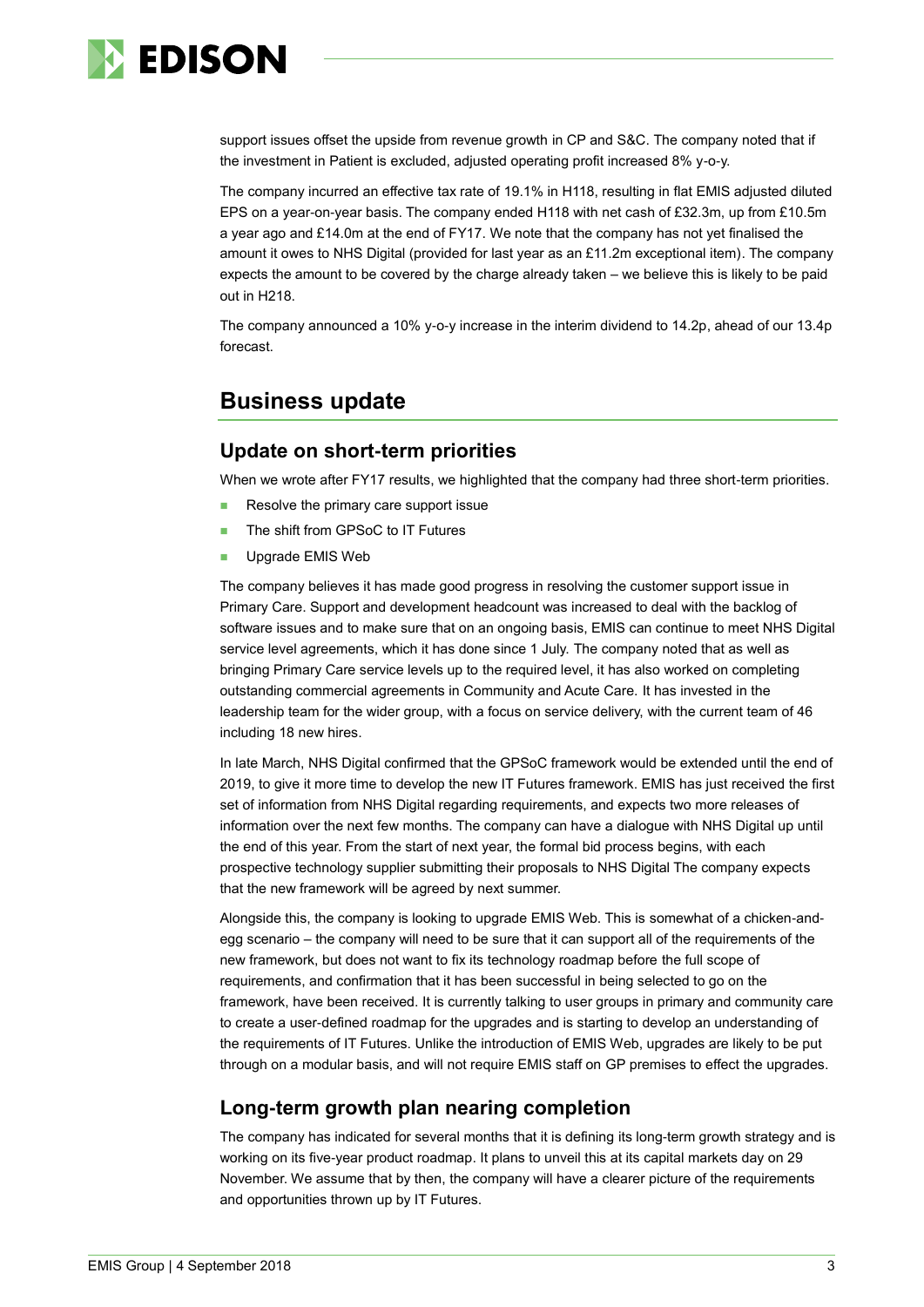support issues offset the upside from revenue growth in CP and S&C. The company noted that if the investment in Patient is excluded, adjusted operating profit increased 8% y-o-y.

The company incurred an effective tax rate of 19.1% in H118, resulting in flat EMIS adjusted diluted EPS on a year-on-year basis. The company ended H118 with net cash of £32.3m, up from £10.5m a year ago and £14.0m at the end of FY17. We note that the company has not yet finalised the amount it owes to NHS Digital (provided for last year as an £11.2m exceptional item). The company expects the amount to be covered by the charge already taken – we believe this is likely to be paid out in H218.

The company announced a 10% y-o-y increase in the interim dividend to 14.2p, ahead of our 13.4p forecast.

## Business update

### Update on short-term priorities

When we wrote after FY17 results, we highlighted that the company had three short-term priorities.

- Resolve the primary care support issue
- The shift from GPSoC to IT Futures
- Upgrade EMIS Web

The company believes it has made good progress in resolving the customer support issue in Primary Care. Support and development headcount was increased to deal with the backlog of software issues and to make sure that on an ongoing basis, EMIS can continue to meet NHS Digital service level agreements, which it has done since 1 July. The company noted that as well as bringing Primary Care service levels up to the required level, it has also worked on completing outstanding commercial agreements in Community and Acute Care. It has invested in the leadership team for the wider group, with a focus on service delivery, with the current team of 46 including 18 new hires.

In late March, NHS Digital confirmed that the GPSoC framework would be extended until the end of 2019, to give it more time to develop the new IT Futures framework. EMIS has just received the first set of information from NHS Digital regarding requirements, and expects two more releases of information over the next few months. The company can have a dialogue with NHS Digital up until the end of this year. From the start of next year, the formal bid process begins, with each prospective technology supplier submitting their proposals to NHS Digital The company expects that the new framework will be agreed by next summer.

Alongside this, the company is looking to upgrade EMIS Web. This is somewhat of a chicken-and-egg scenario – the company will need to be sure that it can support all of the requirements of the new framework, but does not want to fix its technology roadmap before the full scope of requirements, and confirmation that it has been successful in being selected to go on the framework, have been received. It is currently talking to user groups in primary and community care to create a user-defined roadmap for the upgrades and is starting to develop an understanding of the requirements of IT Futures. Unlike the introduction of EMIS Web, upgrades are likely to be put through on a modular basis, and will not require EMIS staff on GP premises to effect the upgrades.

### Long-term growth plan nearing completion

The company has indicated for several months that it is defining its long-term growth strategy and is working on its five-year product roadmap. It plans to unveil this at its capital markets day on 29 November. We assume that by then, the company will have a clearer picture of the requirements and opportunities thrown up by IT Futures.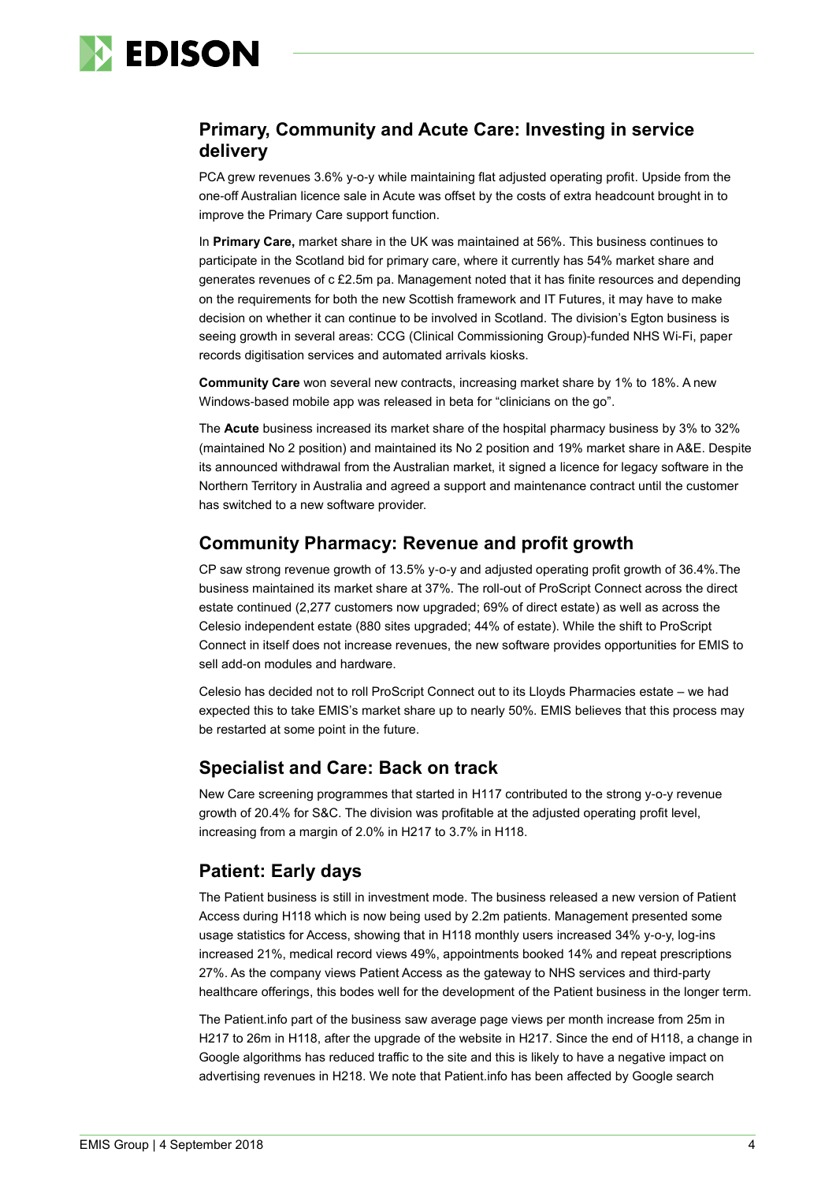## Primary, Community and Acute Care: Investing in service delivery

PCA grew revenues 3.6% y-o-y while maintaining flat adjusted operating profit. Upside from the one-off Australian licence sale in Acute was offset by the costs of extra headcount brought in to improve the Primary Care support function.

In **Primary Care,** market share in the UK was maintained at 56%. This business continues to participate in the Scotland bid for primary care, where it currently has 54% market share and generates revenues of c £2.5m pa. Management noted that it has finite resources and depending on the requirements for both the new Scottish framework and IT Futures, it may have to make decision on whether it can continue to be involved in Scotland. The division's Egton business is seeing growth in several areas: CCG (Clinical Commissioning Group)-funded NHS Wi-Fi, paper records digitisation services and automated arrivals kiosks.

**Community Care** won several new contracts, increasing market share by 1% to 18%. A new Windows-based mobile app was released in beta for "clinicians on the go".

The **Acute** business increased its market share of the hospital pharmacy business by 3% to 32% (maintained No 2 position) and maintained its No 2 position and 19% market share in A&E. Despite its announced withdrawal from the Australian market, it signed a licence for legacy software in the Northern Territory in Australia and agreed a support and maintenance contract until the customer has switched to a new software provider.

## Community Pharmacy: Revenue and profit growth

CP saw strong revenue growth of 13.5% y-o-y and adjusted operating profit growth of 36.4%.The business maintained its market share at 37%. The roll-out of ProScript Connect across the direct estate continued (2,277 customers now upgraded; 69% of direct estate) as well as across the Celesio independent estate (880 sites upgraded; 44% of estate). While the shift to ProScript Connect in itself does not increase revenues, the new software provides opportunities for EMIS to sell add-on modules and hardware.

Celesio has decided not to roll ProScript Connect out to its Lloyds Pharmacies estate – we had expected this to take EMIS's market share up to nearly 50%. EMIS believes that this process may be restarted at some point in the future.

## Specialist and Care: Back on track

New Care screening programmes that started in H117 contributed to the strong y-o-y revenue growth of 20.4% for S&C. The division was profitable at the adjusted operating profit level, increasing from a margin of 2.0% in H217 to 3.7% in H118.

## Patient: Early days

The Patient business is still in investment mode. The business released a new version of Patient Access during H118 which is now being used by 2.2m patients. Management presented some usage statistics for Access, showing that in H118 monthly users increased 34% y-o-y, log-ins increased 21%, medical record views 49%, appointments booked 14% and repeat prescriptions 27%. As the company views Patient Access as the gateway to NHS services and third-party healthcare offerings, this bodes well for the development of the Patient business in the longer term.

The Patient.info part of the business saw average page views per month increase from 25m in H217 to 26m in H118, after the upgrade of the website in H217. Since the end of H118, a change in Google algorithms has reduced traffic to the site and this is likely to have a negative impact on advertising revenues in H218. We note that Patient.info has been affected by Google search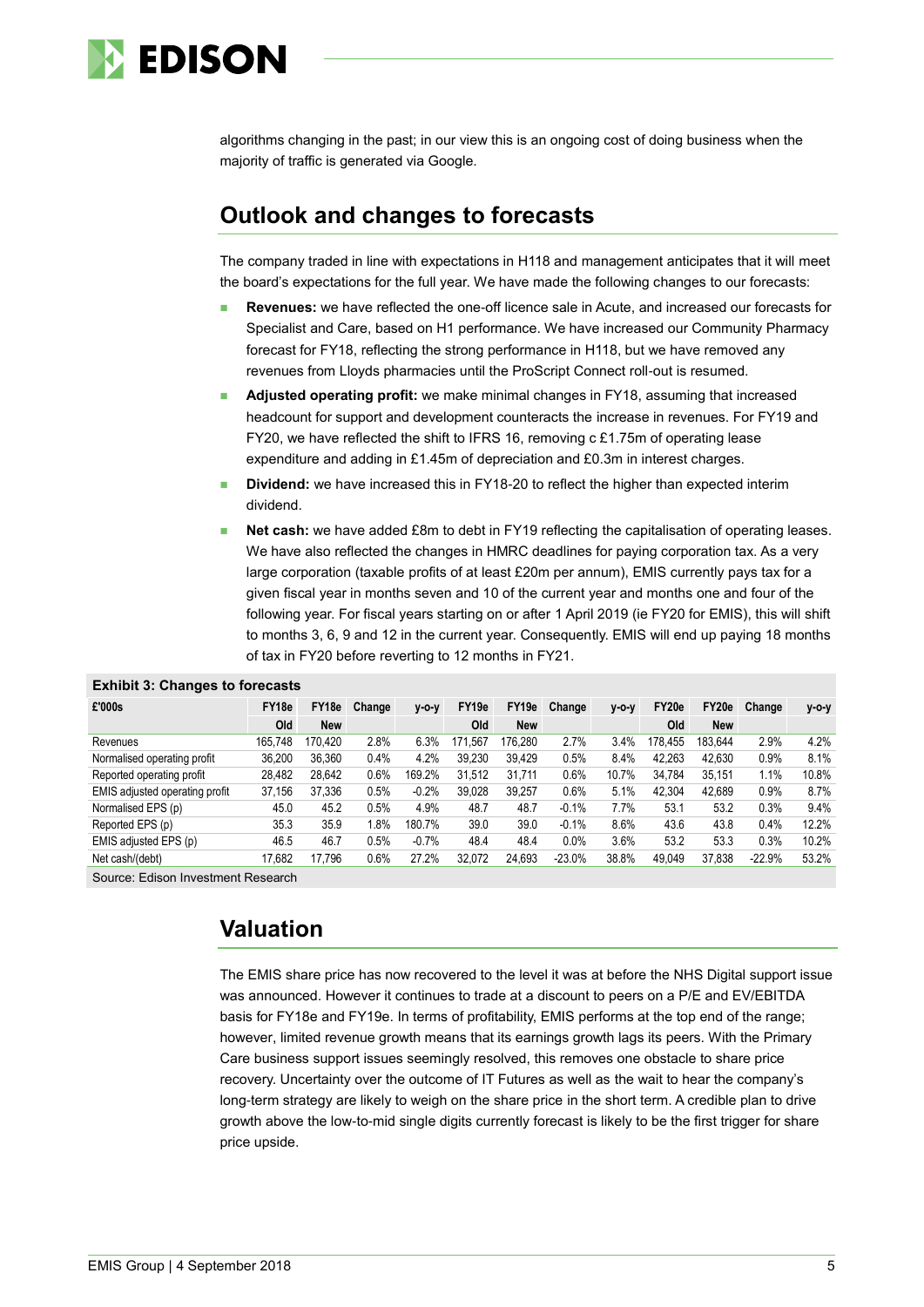algorithms changing in the past; in our view this is an ongoing cost of doing business when the majority of traffic is generated via Google.

## Outlook and changes to forecasts

The company traded in line with expectations in H118 and management anticipates that it will meet the board's expectations for the full year. We have made the following changes to our forecasts:

- **Revenues:** we have reflected the one-off licence sale in Acute, and increased our forecasts for Specialist and Care, based on H1 performance. We have increased our Community Pharmacy forecast for FY18, reflecting the strong performance in H118, but we have removed any revenues from Lloyds pharmacies until the ProScript Connect roll-out is resumed.
- **Adjusted operating profit:** we make minimal changes in FY18, assuming that increased headcount for support and development counteracts the increase in revenues. For FY19 and FY20, we have reflected the shift to IFRS 16, removing c £1.75m of operating lease expenditure and adding in £1.45m of depreciation and £0.3m in interest charges.
- **Dividend:** we have increased this in FY18-20 to reflect the higher than expected interim dividend.
- **Net cash:** we have added £8m to debt in FY19 reflecting the capitalisation of operating leases. We have also reflected the changes in HMRC deadlines for paying corporation tax. As a very large corporation (taxable profits of at least £20m per annum), EMIS currently pays tax for a given fiscal year in months seven and 10 of the current year and months one and four of the following year. For fiscal years starting on or after 1 April 2019 (ie FY20 for EMIS), this will shift to months 3, 6, 9 and 12 in the current year. Consequently. EMIS will end up paying 18 months of tax in FY20 before reverting to 12 months in FY21.

**Exhibit 3: Changes to forecasts**

| £'000s | FY18e | FY18e | Change | y-o-y | FY19e | FY19e | Change | y-o-y | FY20e | FY20e | Change | y-o-y |
|---|---|---|---|---|---|---|---|---|---|---|---|---|
| | Old | New | | | Old | New | | | Old | New | | |
| Revenues | 165,748 | 170,420 | 2.8% | 6.3% | 171,567 | 176,280 | 2.7% | 3.4% | 178,455 | 183,644 | 2.9% | 4.2% |
| Normalised operating profit | 36,200 | 36,360 | 0.4% | 4.2% | 39,230 | 39,429 | 0.5% | 8.4% | 42,263 | 42,630 | 0.9% | 8.1% |
| Reported operating profit | 28,482 | 28,642 | 0.6% | 169.2% | 31,512 | 31,711 | 0.6% | 10.7% | 34,784 | 35,151 | 1.1% | 10.8% |
| EMIS adjusted operating profit | 37,156 | 37,336 | 0.5% | -0.2% | 39,028 | 39,257 | 0.6% | 5.1% | 42,304 | 42,689 | 0.9% | 8.7% |
| Normalised EPS (p) | 45.0 | 45.2 | 0.5% | 4.9% | 48.7 | 48.7 | -0.1% | 7.7% | 53.1 | 53.2 | 0.3% | 9.4% |
| Reported EPS (p) | 35.3 | 35.9 | 1.8% | 180.7% | 39.0 | 39.0 | -0.1% | 8.6% | 43.6 | 43.8 | 0.4% | 12.2% |
| EMIS adjusted EPS (p) | 46.5 | 46.7 | 0.5% | -0.7% | 48.4 | 48.4 | 0.0% | 3.6% | 53.2 | 53.3 | 0.3% | 10.2% |
| Net cash/(debt) | 17,682 | 17,796 | 0.6% | 27.2% | 32,072 | 24,693 | -23.0% | 38.8% | 49,049 | 37,838 | -22.9% | 53.2% |

Source: Edison Investment Research

## Valuation

The EMIS share price has now recovered to the level it was at before the NHS Digital support issue was announced. However it continues to trade at a discount to peers on a P/E and EV/EBITDA basis for FY18e and FY19e. In terms of profitability, EMIS performs at the top end of the range; however, limited revenue growth means that its earnings growth lags its peers. With the Primary Care business support issues seemingly resolved, this removes one obstacle to share price recovery. Uncertainty over the outcome of IT Futures as well as the wait to hear the company's long-term strategy are likely to weigh on the share price in the short term. A credible plan to drive growth above the low-to-mid single digits currently forecast is likely to be the first trigger for share price upside.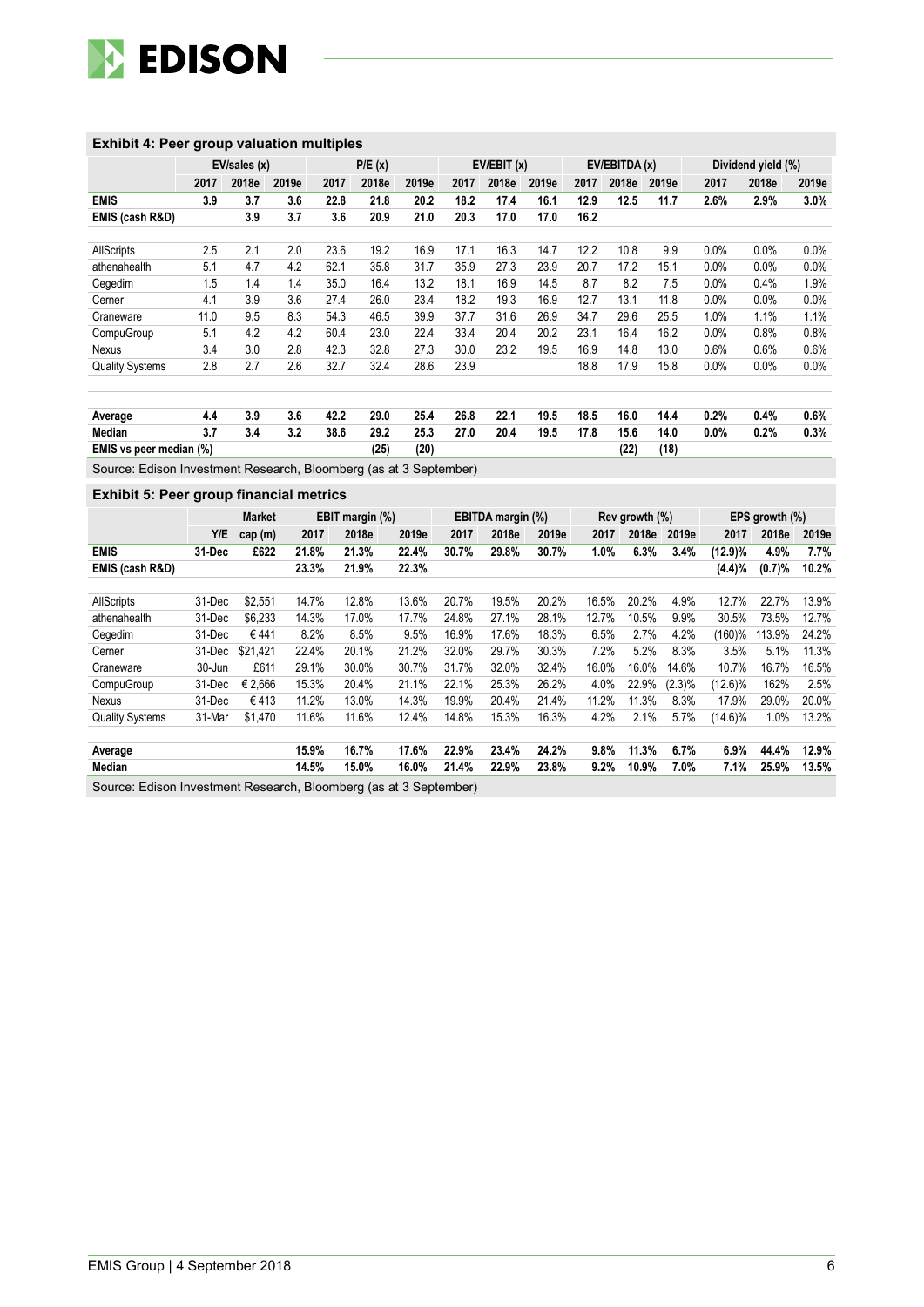**Exhibit 4: Peer group valuation multiples**

| | EV/sales (x) | | | P/E (x) | | | EV/EBIT (x) | | | EV/EBITDA (x) | | | Dividend yield (%) | | |
|---|---|---|---|---|---|---|---|---|---|---|---|---|---|---|---|
| | 2017 | 2018e | 2019e | 2017 | 2018e | 2019e | 2017 | 2018e | 2019e | 2017 | 2018e | 2019e | 2017 | 2018e | 2019e |
| **EMIS** | **3.9** | **3.7** | **3.6** | **22.8** | **21.8** | **20.2** | **18.2** | **17.4** | **16.1** | **12.9** | **12.5** | **11.7** | **2.6%** | **2.9%** | **3.0%** |
| **EMIS (cash R&D)** | | **3.9** | **3.7** | **3.6** | **20.9** | **21.0** | **20.3** | **17.0** | **17.0** | **16.2** | | | | | |
| | | | | | | | | | | | | | | | |
| AllScripts | 2.5 | 2.1 | 2.0 | 23.6 | 19.2 | 16.9 | 17.1 | 16.3 | 14.7 | 12.2 | 10.8 | 9.9 | 0.0% | 0.0% | 0.0% |
| athenahealth | 5.1 | 4.7 | 4.2 | 62.1 | 35.8 | 31.7 | 35.9 | 27.3 | 23.9 | 20.7 | 17.2 | 15.1 | 0.0% | 0.0% | 0.0% |
| Cegedim | 1.5 | 1.4 | 1.4 | 35.0 | 16.4 | 13.2 | 18.1 | 16.9 | 14.5 | 8.7 | 8.2 | 7.5 | 0.0% | 0.4% | 1.9% |
| Cerner | 4.1 | 3.9 | 3.6 | 27.4 | 26.0 | 23.4 | 18.2 | 19.3 | 16.9 | 12.7 | 13.1 | 11.8 | 0.0% | 0.0% | 0.0% |
| Craneware | 11.0 | 9.5 | 8.3 | 54.3 | 46.5 | 39.9 | 37.7 | 31.6 | 26.9 | 34.7 | 29.6 | 25.5 | 1.0% | 1.1% | 1.1% |
| CompuGroup | 5.1 | 4.2 | 4.2 | 60.4 | 23.0 | 22.4 | 33.4 | 20.4 | 20.2 | 23.1 | 16.4 | 16.2 | 0.0% | 0.8% | 0.8% |
| Nexus | 3.4 | 3.0 | 2.8 | 42.3 | 32.8 | 27.3 | 30.0 | 23.2 | 19.5 | 16.9 | 14.8 | 13.0 | 0.6% | 0.6% | 0.6% |
| Quality Systems | 2.8 | 2.7 | 2.6 | 32.7 | 32.4 | 28.6 | 23.9 | | | 18.8 | 17.9 | 15.8 | 0.0% | 0.0% | 0.0% |
| | | | | | | | | | | | | | | | |
| **Average** | **4.4** | **3.9** | **3.6** | **42.2** | **29.0** | **25.4** | **26.8** | **22.1** | **19.5** | **18.5** | **16.0** | **14.4** | **0.2%** | **0.4%** | **0.6%** |
| **Median** | **3.7** | **3.4** | **3.2** | **38.6** | **29.2** | **25.3** | **27.0** | **20.4** | **19.5** | **17.8** | **15.6** | **14.0** | **0.0%** | **0.2%** | **0.3%** |
| **EMIS vs peer median (%)** | | | | | **(25)** | **(20)** | | | | | **(22)** | **(18)** | | | |

Source: Edison Investment Research, Bloomberg (as at 3 September)

**Exhibit 5: Peer group financial metrics**

| | | Market | EBIT margin (%) | | | EBITDA margin (%) | | | Rev growth (%) | | | EPS growth (%) | | |
|---|---|---|---|---|---|---|---|---|---|---|---|---|---|---|
| | Y/E | cap (m) | 2017 | 2018e | 2019e | 2017 | 2018e | 2019e | 2017 | 2018e | 2019e | 2017 | 2018e | 2019e |
| **EMIS** | **31-Dec** | **£622** | **21.8%** | **21.3%** | **22.4%** | **30.7%** | **29.8%** | **30.7%** | **1.0%** | **6.3%** | **3.4%** | **(12.9)%** | **4.9%** | **7.7%** |
| **EMIS (cash R&D)** | | | **23.3%** | **21.9%** | **22.3%** | | | | | | | **(4.4)%** | **(0.7)%** | **10.2%** |
| | | | | | | | | | | | | | | |
| AllScripts | 31-Dec | $2,551 | 14.7% | 12.8% | 13.6% | 20.7% | 19.5% | 20.2% | 16.5% | 20.2% | 4.9% | 12.7% | 22.7% | 13.9% |
| athenahealth | 31-Dec | $6,233 | 14.3% | 17.0% | 17.7% | 24.8% | 27.1% | 28.1% | 12.7% | 10.5% | 9.9% | 30.5% | 73.5% | 12.7% |
| Cegedim | 31-Dec | €441 | 8.2% | 8.5% | 9.5% | 16.9% | 17.6% | 18.3% | 6.5% | 2.7% | 4.2% | (160)% | 113.9% | 24.2% |
| Cerner | 31-Dec | $21,421 | 22.4% | 20.1% | 21.2% | 32.0% | 29.7% | 30.3% | 7.2% | 5.2% | 8.3% | 3.5% | 5.1% | 11.3% |
| Craneware | 30-Jun | £611 | 29.1% | 30.0% | 30.7% | 31.7% | 32.0% | 32.4% | 16.0% | 16.0% | 14.6% | 10.7% | 16.7% | 16.5% |
| CompuGroup | 31-Dec | €2,666 | 15.3% | 20.4% | 21.1% | 22.1% | 25.3% | 26.2% | 4.0% | 22.9% | (2.3)% | (12.6)% | 162% | 2.5% |
| Nexus | 31-Dec | €413 | 11.2% | 13.0% | 14.3% | 19.9% | 20.4% | 21.4% | 11.2% | 11.3% | 8.3% | 17.9% | 29.0% | 20.0% |
| Quality Systems | 31-Mar | $1,470 | 11.6% | 11.6% | 12.4% | 14.8% | 15.3% | 16.3% | 4.2% | 2.1% | 5.7% | (14.6)% | 1.0% | 13.2% |
| | | | | | | | | | | | | | | |
| **Average** | | | **15.9%** | **16.7%** | **17.6%** | **22.9%** | **23.4%** | **24.2%** | **9.8%** | **11.3%** | **6.7%** | **6.9%** | **44.4%** | **12.9%** |
| **Median** | | | **14.5%** | **15.0%** | **16.0%** | **21.4%** | **22.9%** | **23.8%** | **9.2%** | **10.9%** | **7.0%** | **7.1%** | **25.9%** | **13.5%** |

Source: Edison Investment Research, Bloomberg (as at 3 September)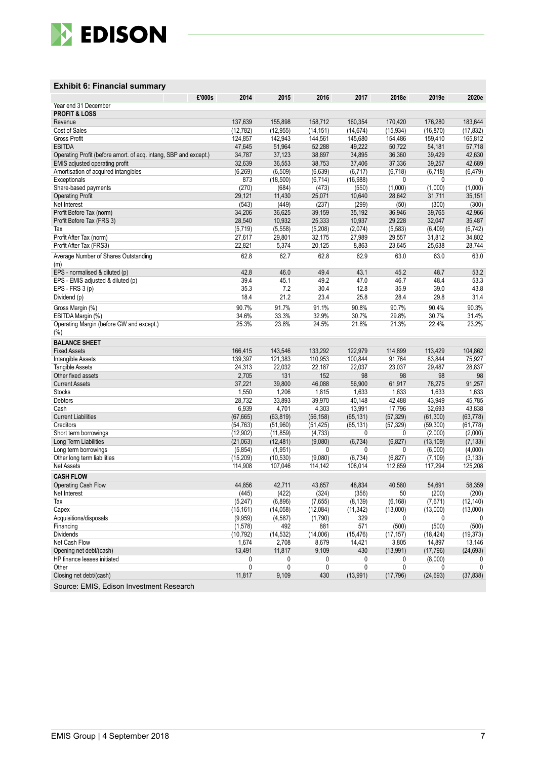## Exhibit 6: Financial summary

| £'000s | 2014 | 2015 | 2016 | 2017 | 2018e | 2019e | 2020e |
|---|---|---|---|---|---|---|---|
| Year end 31 December | | | | | | | |
| **PROFIT & LOSS** | | | | | | | |
| Revenue | 137,639 | 155,898 | 158,712 | 160,354 | 170,420 | 176,280 | 183,644 |
| Cost of Sales | (12,782) | (12,955) | (14,151) | (14,674) | (15,934) | (16,870) | (17,832) |
| Gross Profit | 124,857 | 142,943 | 144,561 | 145,680 | 154,486 | 159,410 | 165,812 |
| EBITDA | 47,645 | 51,964 | 52,288 | 49,222 | 50,722 | 54,181 | 57,718 |
| Operating Profit (before amort. of acq. intang, SBP and except.) | 34,787 | 37,123 | 38,897 | 34,895 | 36,360 | 39,429 | 42,630 |
| EMIS adjusted operating profit | 32,639 | 36,553 | 38,753 | 37,406 | 37,336 | 39,257 | 42,689 |
| Amortisation of acquired intangibles | (6,269) | (6,509) | (6,639) | (6,717) | (6,718) | (6,718) | (6,479) |
| Exceptionals | 873 | (18,500) | (6,714) | (16,988) | 0 | 0 | 0 |
| Share-based payments | (270) | (684) | (473) | (550) | (1,000) | (1,000) | (1,000) |
| Operating Profit | 29,121 | 11,430 | 25,071 | 10,640 | 28,642 | 31,711 | 35,151 |
| Net Interest | (543) | (449) | (237) | (299) | (50) | (300) | (300) |
| Profit Before Tax (norm) | 34,206 | 36,625 | 39,159 | 35,192 | 36,946 | 39,765 | 42,966 |
| Profit Before Tax (FRS 3) | 28,540 | 10,932 | 25,333 | 10,937 | 29,228 | 32,047 | 35,487 |
| Tax | (5,719) | (5,558) | (5,208) | (2,074) | (5,583) | (6,409) | (6,742) |
| Profit After Tax (norm) | 27,617 | 29,801 | 32,175 | 27,989 | 29,557 | 31,812 | 34,802 |
| Profit After Tax (FRS3) | 22,821 | 5,374 | 20,125 | 8,863 | 23,645 | 25,638 | 28,744 |
| Average Number of Shares Outstanding (m) | 62.8 | 62.7 | 62.8 | 62.9 | 63.0 | 63.0 | 63.0 |
| EPS - normalised & diluted (p) | 42.8 | 46.0 | 49.4 | 43.1 | 45.2 | 48.7 | 53.2 |
| EPS - EMIS adjusted & diluted (p) | 39.4 | 45.1 | 49.2 | 47.0 | 46.7 | 48.4 | 53.3 |
| EPS - FRS 3 (p) | 35.3 | 7.2 | 30.4 | 12.8 | 35.9 | 39.0 | 43.8 |
| Dividend (p) | 18.4 | 21.2 | 23.4 | 25.8 | 28.4 | 29.8 | 31.4 |
| Gross Margin (%) | 90.7% | 91.7% | 91.1% | 90.8% | 90.7% | 90.4% | 90.3% |
| EBITDA Margin (%) | 34.6% | 33.3% | 32.9% | 30.7% | 29.8% | 30.7% | 31.4% |
| Operating Margin (before GW and except.) (%) | 25.3% | 23.8% | 24.5% | 21.8% | 21.3% | 22.4% | 23.2% |
| **BALANCE SHEET** | | | | | | | |
| Fixed Assets | 166,415 | 143,546 | 133,292 | 122,979 | 114,899 | 113,429 | 104,862 |
| Intangible Assets | 139,397 | 121,383 | 110,953 | 100,844 | 91,764 | 83,844 | 75,927 |
| Tangible Assets | 24,313 | 22,032 | 22,187 | 22,037 | 23,037 | 29,487 | 28,837 |
| Other fixed assets | 2,705 | 131 | 152 | 98 | 98 | 98 | 98 |
| Current Assets | 37,221 | 39,800 | 46,088 | 56,900 | 61,917 | 78,275 | 91,257 |
| Stocks | 1,550 | 1,206 | 1,815 | 1,633 | 1,633 | 1,633 | 1,633 |
| Debtors | 28,732 | 33,893 | 39,970 | 40,148 | 42,488 | 43,949 | 45,785 |
| Cash | 6,939 | 4,701 | 4,303 | 13,991 | 17,796 | 32,693 | 43,838 |
| Current Liabilities | (67,665) | (63,819) | (56,158) | (65,131) | (57,329) | (61,300) | (63,778) |
| Creditors | (54,763) | (51,960) | (51,425) | (65,131) | (57,329) | (59,300) | (61,778) |
| Short term borrowings | (12,902) | (11,859) | (4,733) | 0 | 0 | (2,000) | (2,000) |
| Long Term Liabilities | (21,063) | (12,481) | (9,080) | (6,734) | (6,827) | (13,109) | (7,133) |
| Long term borrowings | (5,854) | (1,951) | 0 | 0 | 0 | (6,000) | (4,000) |
| Other long term liabilities | (15,209) | (10,530) | (9,080) | (6,734) | (6,827) | (7,109) | (3,133) |
| Net Assets | 114,908 | 107,046 | 114,142 | 108,014 | 112,659 | 117,294 | 125,208 |
| **CASH FLOW** | | | | | | | |
| Operating Cash Flow | 44,856 | 42,711 | 43,657 | 48,834 | 40,580 | 54,691 | 58,359 |
| Net Interest | (445) | (422) | (324) | (356) | 50 | (200) | (200) |
| Tax | (5,247) | (6,896) | (7,655) | (8,139) | (6,168) | (7,671) | (12,140) |
| Capex | (15,161) | (14,058) | (12,084) | (11,342) | (13,000) | (13,000) | (13,000) |
| Acquisitions/disposals | (9,959) | (4,587) | (1,790) | 329 | 0 | 0 | 0 |
| Financing | (1,578) | 492 | 881 | 571 | (500) | (500) | (500) |
| Dividends | (10,792) | (14,532) | (14,006) | (15,476) | (17,157) | (18,424) | (19,373) |
| Net Cash Flow | 1,674 | 2,708 | 8,679 | 14,421 | 3,805 | 14,897 | 13,146 |
| Opening net debt/(cash) | 13,491 | 11,817 | 9,109 | 430 | (13,991) | (17,796) | (24,693) |
| HP finance leases initiated | 0 | 0 | 0 | 0 | 0 | (8,000) | 0 |
| Other | 0 | 0 | 0 | 0 | 0 | 0 | 0 |
| Closing net debt/(cash) | 11,817 | 9,109 | 430 | (13,991) | (17,796) | (24,693) | (37,838) |

Source: EMIS, Edison Investment Research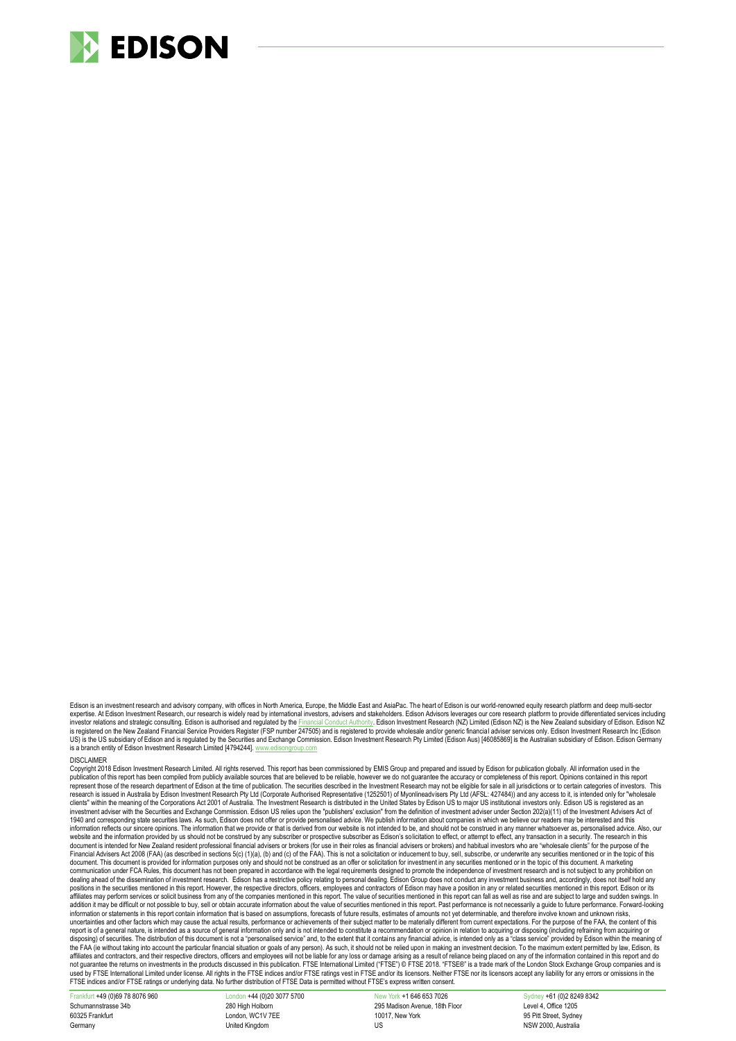Edison is an investment research and advisory company, with offices in North America, Europe, the Middle East and AsiaPac. The heart of Edison is our world-renowned equity research platform and deep multi-sector expertise. At Edison Investment Research, our research is widely read by international investors, advisers and stakeholders. Edison Advisors leverages our core research platform to provide differentiated services including investor relations and strategic consulting. Edison is authorised and regulated by the Financial Conduct Authority. Edison Investment Research (NZ) Limited (Edison NZ) is the New Zealand subsidiary of Edison. Edison NZ is registered on the New Zealand Financial Service Providers Register (FSP number 247505) and is registered to provide wholesale and/or generic financial adviser services only. Edison Investment Research Inc (Edison US) is the US subsidiary of Edison and is regulated by the Securities and Exchange Commission. Edison Investment Research Pty Limited (Edison Aus) [46085869] is the Australian subsidiary of Edison. Edison Germany is a branch entity of Edison Investment Research Limited [4794244]. www.edisongroup.com

DISCLAIMER

Copyright 2018 Edison Investment Research Limited. All rights reserved. This report has been commissioned by EMIS Group and prepared and issued by Edison for publication globally. All information used in the publication of this report has been compiled from publicly available sources that are believed to be reliable, however we do not guarantee the accuracy or completeness of this report. Opinions contained in this report represent those of the research department of Edison at the time of publication. The securities described in the Investment Research may not be eligible for sale in all jurisdictions or to certain categories of investors. This research is issued in Australia by Edison Investment Research Pty Ltd (Corporate Authorised Representative (1252501) of Myonlineadvisers Pty Ltd (AFSL: 427484)) and any access to it, is intended only for "wholesale clients" within the meaning of the Corporations Act 2001 of Australia. The Investment Research is distributed in the United States by Edison US to major US institutional investors only. Edison US is registered as an investment adviser with the Securities and Exchange Commission. Edison US relies upon the "publishers' exclusion" from the definition of investment adviser under Section 202(a)(11) of the Investment Advisers Act of 1940 and corresponding state securities laws. As such, Edison does not offer or provide personalised advice. We publish information about companies in which we believe our readers may be interested and this information reflects our sincere opinions. The information that we provide or that is derived from our website is not intended to be, and should not be construed in any manner whatsoever as, personalised advice. Also, our website and the information provided by us should not be construed by any subscriber or prospective subscriber as Edison's solicitation to effect, or attempt to effect, any transaction in a security. The research in this document is intended for New Zealand resident professional financial advisers or brokers (for use in their roles as financial advisers or brokers) and habitual investors who are "wholesale clients" for the purpose of the Financial Advisers Act 2008 (FAA) (as described in sections 5(c) (1)(a), (b) and (c) of the FAA). This is not a solicitation or inducement to buy, sell, subscribe, or underwrite any securities mentioned or in the topic of this document. This document is provided for information purposes only and should not be construed as an offer or solicitation for investment in any securities mentioned or in the topic of this document. A marketing communication under FCA Rules, this document has not been prepared in accordance with the legal requirements designed to promote the independence of investment research and is not subject to any prohibition on dealing ahead of the dissemination of investment research. Edison has a restrictive policy relating to personal dealing. Edison Group does not conduct any investment business and, accordingly, does not itself hold any positions in the securities mentioned in this report. However, the respective directors, officers, employees and contractors of Edison may have a position in any or related securities mentioned in this report. Edison or its affiliates may perform services or solicit business from any of the companies mentioned in this report. The value of securities mentioned in this report can fall as well as rise and are subject to large and sudden swings. In addition it may be difficult or not possible to buy, sell or obtain accurate information about the value of securities mentioned in this report. Past performance is not necessarily a guide to future performance. Forward-looking information or statements in this report contain information that is based on assumptions, forecasts of future results, estimates of amounts not yet determinable, and therefore involve known and unknown risks, uncertainties and other factors which may cause the actual results, performance or achievements of their subject matter to be materially different from current expectations. For the purpose of the FAA, the content of this report is of a general nature, is intended as a source of general information only and is not intended to constitute a recommendation or opinion in relation to acquiring or disposing (including refraining from acquiring or disposing) of securities. The distribution of this document is not a "personalised service" and, to the extent that it contains any financial advice, is intended only as a "class service" provided by Edison within the meaning of the FAA (ie without taking into account the particular financial situation or goals of any person). As such, it should not be relied upon in making an investment decision. To the maximum extent permitted by law, Edison, its affiliates and contractors, and their respective directors, officers and employees will not be liable for any loss or damage arising as a result of reliance being placed on any of the information contained in this report and do not guarantee the returns on investments in the products discussed in this publication. FTSE International Limited ("FTSE") © FTSE 2018. "FTSE®" is a trade mark of the London Stock Exchange Group companies and is used by FTSE International Limited under license. All rights in the FTSE indices and/or FTSE ratings vest in FTSE and/or its licensors. Neither FTSE nor its licensors accept any liability for any errors or omissions in the FTSE indices and/or FTSE ratings or underlying data. No further distribution of FTSE Data is permitted without FTSE's express written consent.

Frankfurt +49 (0)69 78 8076 960
Schumannstrasse 34b
60325 Frankfurt
Germany

London +44 (0)20 3077 5700
280 High Holborn
London, WC1V 7EE
United Kingdom

New York +1 646 653 7026
295 Madison Avenue, 18th Floor
10017, New York
US

Sydney +61 (0)2 8249 8342
Level 4, Office 1205
95 Pitt Street, Sydney
NSW 2000, Australia